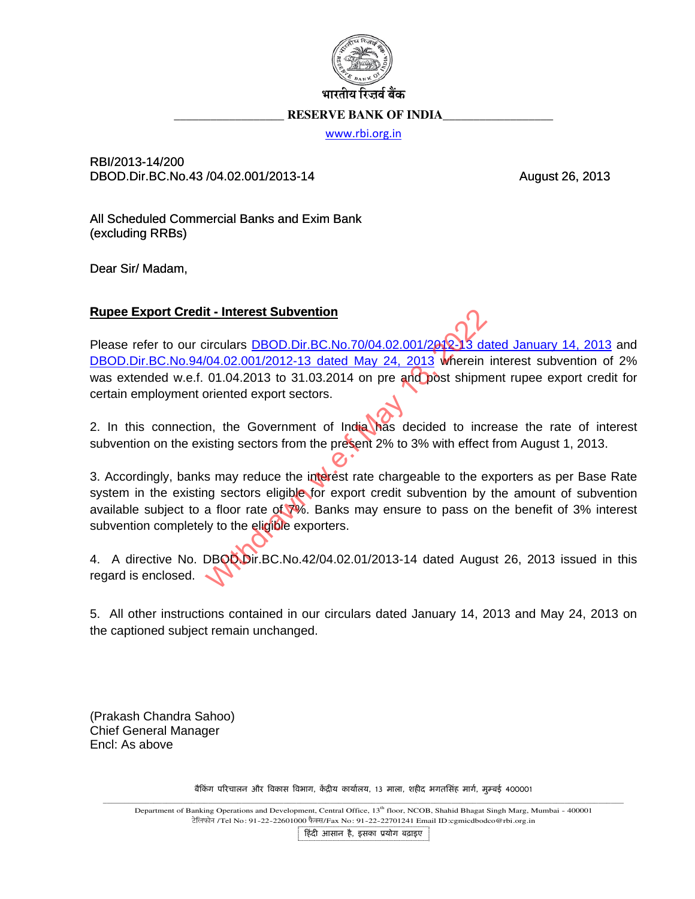भारतीय रिज़र्व बैंक

RESERVE BANK OF INDIA

www.rbi.org.in

RBI/2013-14/200
DBOD.Dir.BC.No.43 /04.02.001/2013-14 August 26, 2013

All Scheduled Commercial Banks and Exim Bank
(excluding RRBs)

Dear Sir/ Madam,

**Rupee Export Credit - Interest Subvention**

Please refer to our circulars DBOD.Dir.BC.No.70/04.02.001/2012-13 dated January 14, 2013 and DBOD.Dir.BC.No.94/04.02.001/2012-13 dated May 24, 2013 wherein interest subvention of 2% was extended w.e.f. 01.04.2013 to 31.03.2014 on pre and post shipment rupee export credit for certain employment oriented export sectors.

2. In this connection, the Government of India has decided to increase the rate of interest subvention on the existing sectors from the present 2% to 3% with effect from August 1, 2013.

3. Accordingly, banks may reduce the interest rate chargeable to the exporters as per Base Rate system in the existing sectors eligible for export credit subvention by the amount of subvention available subject to a floor rate of 7%. Banks may ensure to pass on the benefit of 3% interest subvention completely to the eligible exporters.

4. A directive No. DBOD.Dir.BC.No.42/04.02.01/2013-14 dated August 26, 2013 issued in this regard is enclosed.

5. All other instructions contained in our circulars dated January 14, 2013 and May 24, 2013 on the captioned subject remain unchanged.

(Prakash Chandra Sahoo)
Chief General Manager
Encl: As above

Withdrawn w.e.f. May 13, 2022

बैंकिंग परिचालन और विकास विभाग, केंद्रीय कार्यालय, 13 माला, शहीद भगतसिंह मार्ग, मुम्बई 400001

Department of Banking Operations and Development, Central Office, 13th floor, NCOB, Shahid Bhagat Singh Marg, Mumbai - 400001
टेलिफोन /Tel No: 91-22-22601000 फैक्स/Fax No: 91-22-22701241 Email ID:cgmicdbodco@rbi.org.in

हिंदी आसान है, इसका प्रयोग बढ़ाइए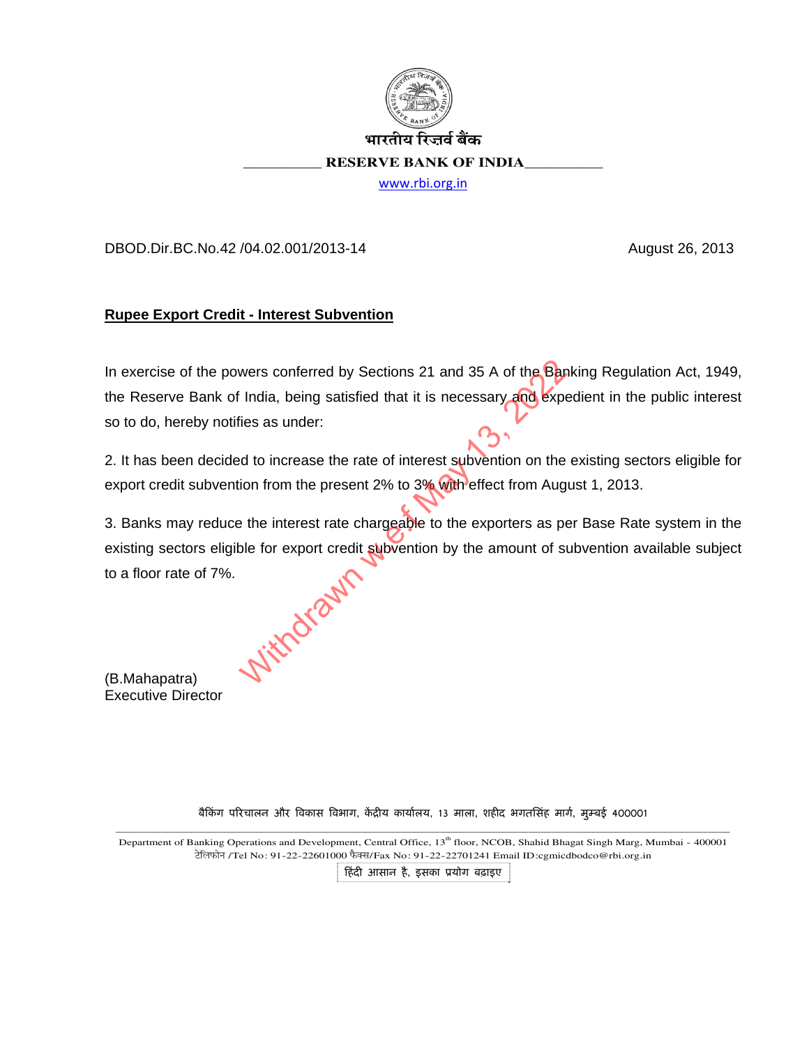भारतीय रिज़र्व बैंक

**RESERVE BANK OF INDIA**

www.rbi.org.in

DBOD.Dir.BC.No.42 /04.02.001/2013-14

August 26, 2013

**Rupee Export Credit - Interest Subvention**

Withdrawn w.e.f May 13, 2022

In exercise of the powers conferred by Sections 21 and 35 A of the Banking Regulation Act, 1949, the Reserve Bank of India, being satisfied that it is necessary and expedient in the public interest so to do, hereby notifies as under:

2. It has been decided to increase the rate of interest subvention on the existing sectors eligible for export credit subvention from the present 2% to 3% with effect from August 1, 2013.

3. Banks may reduce the interest rate chargeable to the exporters as per Base Rate system in the existing sectors eligible for export credit subvention by the amount of subvention available subject to a floor rate of 7%.

(B.Mahapatra)
Executive Director

बैंकिंग परिचालन और विकास विभाग, केंद्रीय कार्यालय, 13 माला, शहीद भगतसिंह मार्ग, मुम्बई 400001

Department of Banking Operations and Development, Central Office, 13th floor, NCOB, Shahid Bhagat Singh Marg, Mumbai - 400001
टेलिफोन /Tel No: 91-22-22601000 फैक्स/Fax No: 91-22-22701241 Email ID:cgmicdbodco@rbi.org.in

हिंदी आसान है, इसका प्रयोग बढ़ाइए